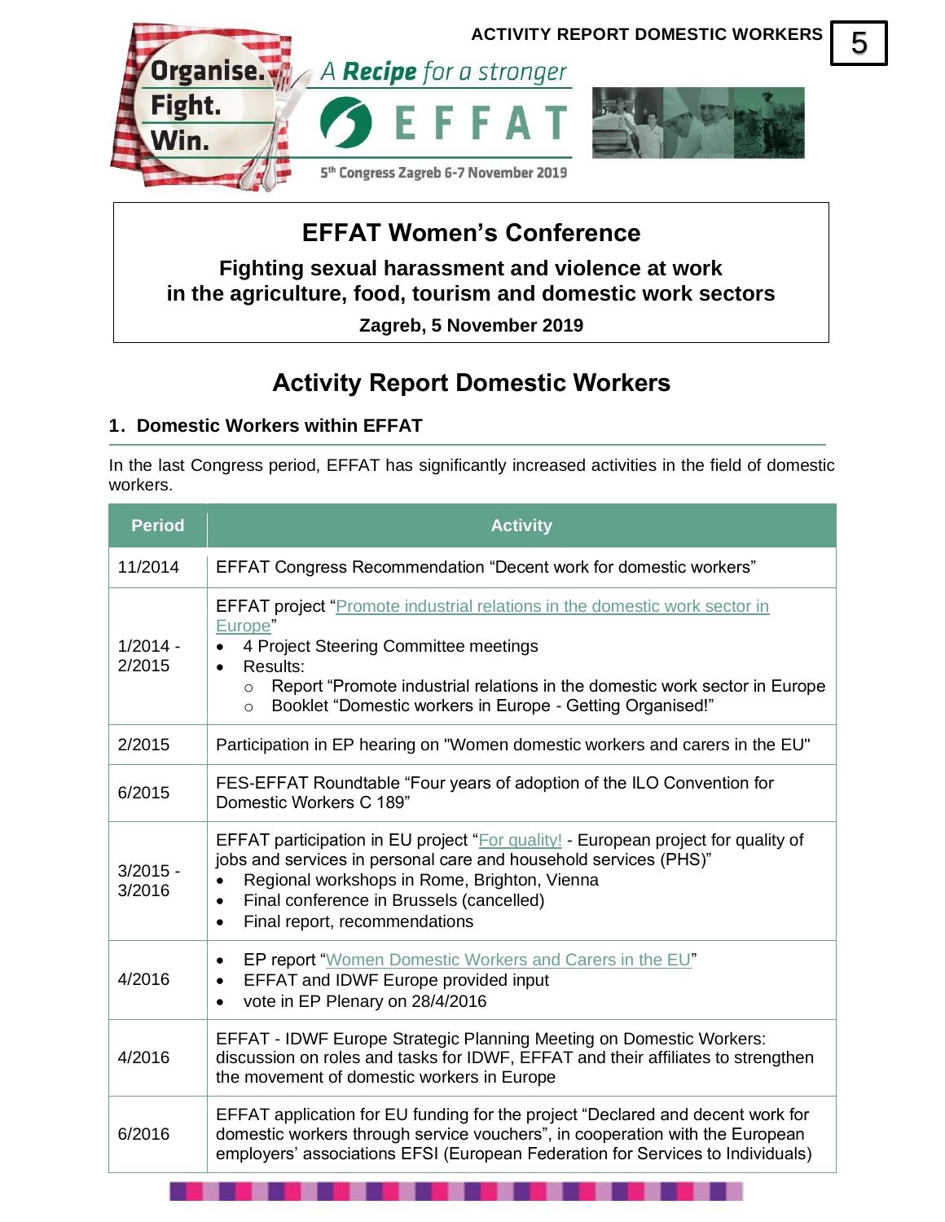# EFFAT Women's Conference

**Fighting sexual harassment and violence at work in the agriculture, food, tourism and domestic work sectors**

**Zagreb, 5 November 2019**

# Activity Report Domestic Workers

## 1. Domestic Workers within EFFAT

In the last Congress period, EFFAT has significantly increased activities in the field of domestic workers.

| Period | Activity |
|---|---|
| 11/2014 | EFFAT Congress Recommendation "Decent work for domestic workers" |
| 1/2014 - 2/2015 | EFFAT project "Promote industrial relations in the domestic work sector in Europe"<br>• 4 Project Steering Committee meetings<br>• Results:<br>○ Report "Promote industrial relations in the domestic work sector in Europe<br>○ Booklet "Domestic workers in Europe - Getting Organised!" |
| 2/2015 | Participation in EP hearing on "Women domestic workers and carers in the EU" |
| 6/2015 | FES-EFFAT Roundtable "Four years of adoption of the ILO Convention for Domestic Workers C 189" |
| 3/2015 - 3/2016 | EFFAT participation in EU project "For quality! - European project for quality of jobs and services in personal care and household services (PHS)"<br>• Regional workshops in Rome, Brighton, Vienna<br>• Final conference in Brussels (cancelled)<br>• Final report, recommendations |
| 4/2016 | • EP report "Women Domestic Workers and Carers in the EU"<br>• EFFAT and IDWF Europe provided input<br>• vote in EP Plenary on 28/4/2016 |
| 4/2016 | EFFAT - IDWF Europe Strategic Planning Meeting on Domestic Workers: discussion on roles and tasks for IDWF, EFFAT and their affiliates to strengthen the movement of domestic workers in Europe |
| 6/2016 | EFFAT application for EU funding for the project "Declared and decent work for domestic workers through service vouchers", in cooperation with the European employers' associations EFSI (European Federation for Services to Individuals) |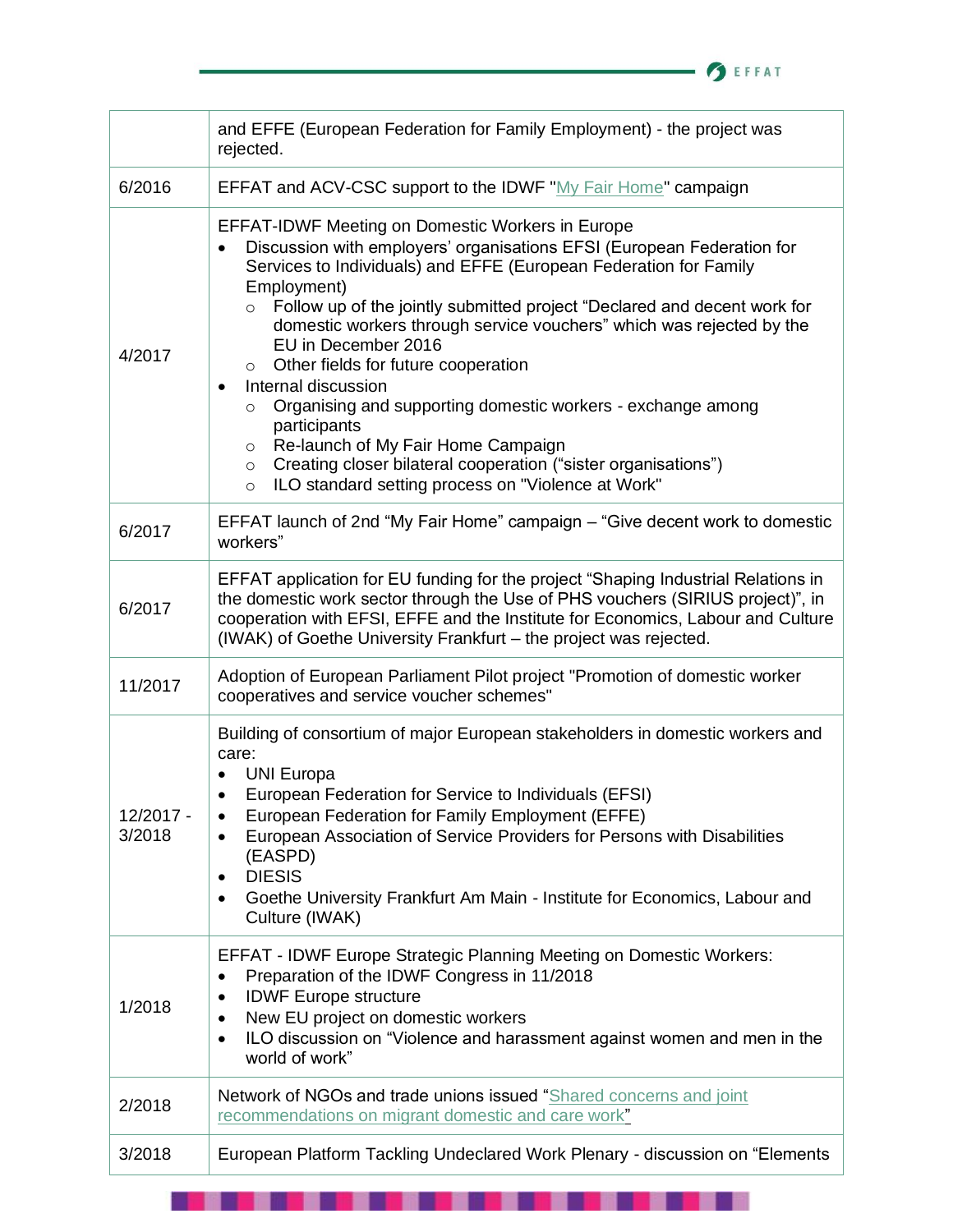| | |
|---|---|
| | and EFFE (European Federation for Family Employment) - the project was rejected. |
| 6/2016 | EFFAT and ACV-CSC support to the IDWF "My Fair Home" campaign |
| 4/2017 | EFFAT-IDWF Meeting on Domestic Workers in Europe<br>• Discussion with employers' organisations EFSI (European Federation for Services to Individuals) and EFFE (European Federation for Family Employment)<br>  ○ Follow up of the jointly submitted project "Declared and decent work for domestic workers through service vouchers" which was rejected by the EU in December 2016<br>  ○ Other fields for future cooperation<br>• Internal discussion<br>  ○ Organising and supporting domestic workers - exchange among participants<br>  ○ Re-launch of My Fair Home Campaign<br>  ○ Creating closer bilateral cooperation ("sister organisations")<br>  ○ ILO standard setting process on "Violence at Work" |
| 6/2017 | EFFAT launch of 2nd "My Fair Home" campaign – "Give decent work to domestic workers" |
| 6/2017 | EFFAT application for EU funding for the project "Shaping Industrial Relations in the domestic work sector through the Use of PHS vouchers (SIRIUS project)", in cooperation with EFSI, EFFE and the Institute for Economics, Labour and Culture (IWAK) of Goethe University Frankfurt – the project was rejected. |
| 11/2017 | Adoption of European Parliament Pilot project "Promotion of domestic worker cooperatives and service voucher schemes" |
| 12/2017 - 3/2018 | Building of consortium of major European stakeholders in domestic workers and care:<br>• UNI Europa<br>• European Federation for Service to Individuals (EFSI)<br>• European Federation for Family Employment (EFFE)<br>• European Association of Service Providers for Persons with Disabilities (EASPD)<br>• DIESIS<br>• Goethe University Frankfurt Am Main - Institute for Economics, Labour and Culture (IWAK) |
| 1/2018 | EFFAT - IDWF Europe Strategic Planning Meeting on Domestic Workers:<br>• Preparation of the IDWF Congress in 11/2018<br>• IDWF Europe structure<br>• New EU project on domestic workers<br>• ILO discussion on "Violence and harassment against women and men in the world of work" |
| 2/2018 | Network of NGOs and trade unions issued "Shared concerns and joint recommendations on migrant domestic and care work" |
| 3/2018 | European Platform Tackling Undeclared Work Plenary - discussion on "Elements |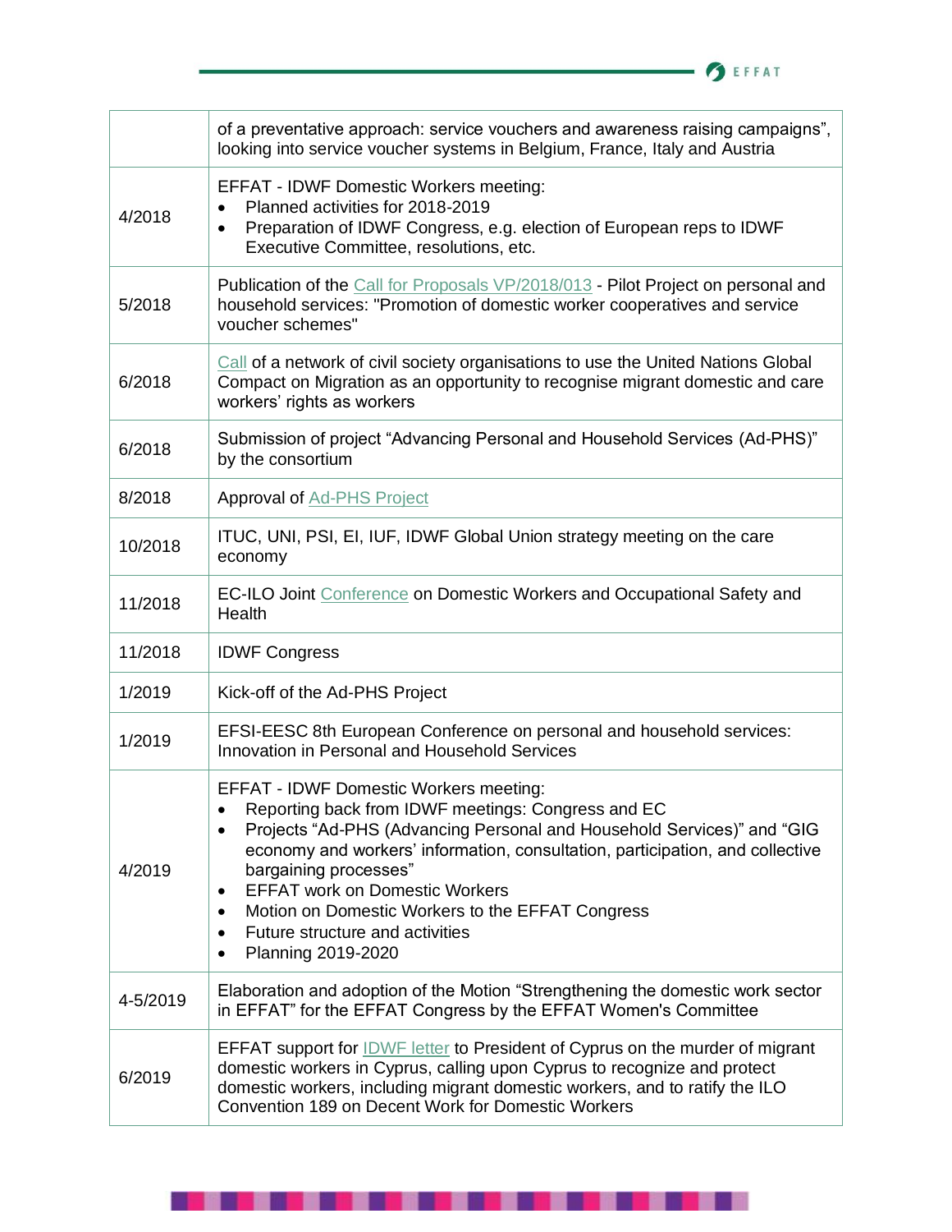|  |  |
|---|---|
|  | of a preventative approach: service vouchers and awareness raising campaigns", looking into service voucher systems in Belgium, France, Italy and Austria |
| 4/2018 | EFFAT - IDWF Domestic Workers meeting:<br>• Planned activities for 2018-2019<br>• Preparation of IDWF Congress, e.g. election of European reps to IDWF Executive Committee, resolutions, etc. |
| 5/2018 | Publication of the Call for Proposals VP/2018/013 - Pilot Project on personal and household services: "Promotion of domestic worker cooperatives and service voucher schemes" |
| 6/2018 | Call of a network of civil society organisations to use the United Nations Global Compact on Migration as an opportunity to recognise migrant domestic and care workers' rights as workers |
| 6/2018 | Submission of project "Advancing Personal and Household Services (Ad-PHS)" by the consortium |
| 8/2018 | Approval of Ad-PHS Project |
| 10/2018 | ITUC, UNI, PSI, EI, IUF, IDWF Global Union strategy meeting on the care economy |
| 11/2018 | EC-ILO Joint Conference on Domestic Workers and Occupational Safety and Health |
| 11/2018 | IDWF Congress |
| 1/2019 | Kick-off of the Ad-PHS Project |
| 1/2019 | EFSI-EESC 8th European Conference on personal and household services: Innovation in Personal and Household Services |
| 4/2019 | EFFAT - IDWF Domestic Workers meeting:<br>• Reporting back from IDWF meetings: Congress and EC<br>• Projects "Ad-PHS (Advancing Personal and Household Services)" and "GIG economy and workers' information, consultation, participation, and collective bargaining processes"<br>• EFFAT work on Domestic Workers<br>• Motion on Domestic Workers to the EFFAT Congress<br>• Future structure and activities<br>• Planning 2019-2020 |
| 4-5/2019 | Elaboration and adoption of the Motion "Strengthening the domestic work sector in EFFAT" for the EFFAT Congress by the EFFAT Women's Committee |
| 6/2019 | EFFAT support for IDWF letter to President of Cyprus on the murder of migrant domestic workers in Cyprus, calling upon Cyprus to recognize and protect domestic workers, including migrant domestic workers, and to ratify the ILO Convention 189 on Decent Work for Domestic Workers |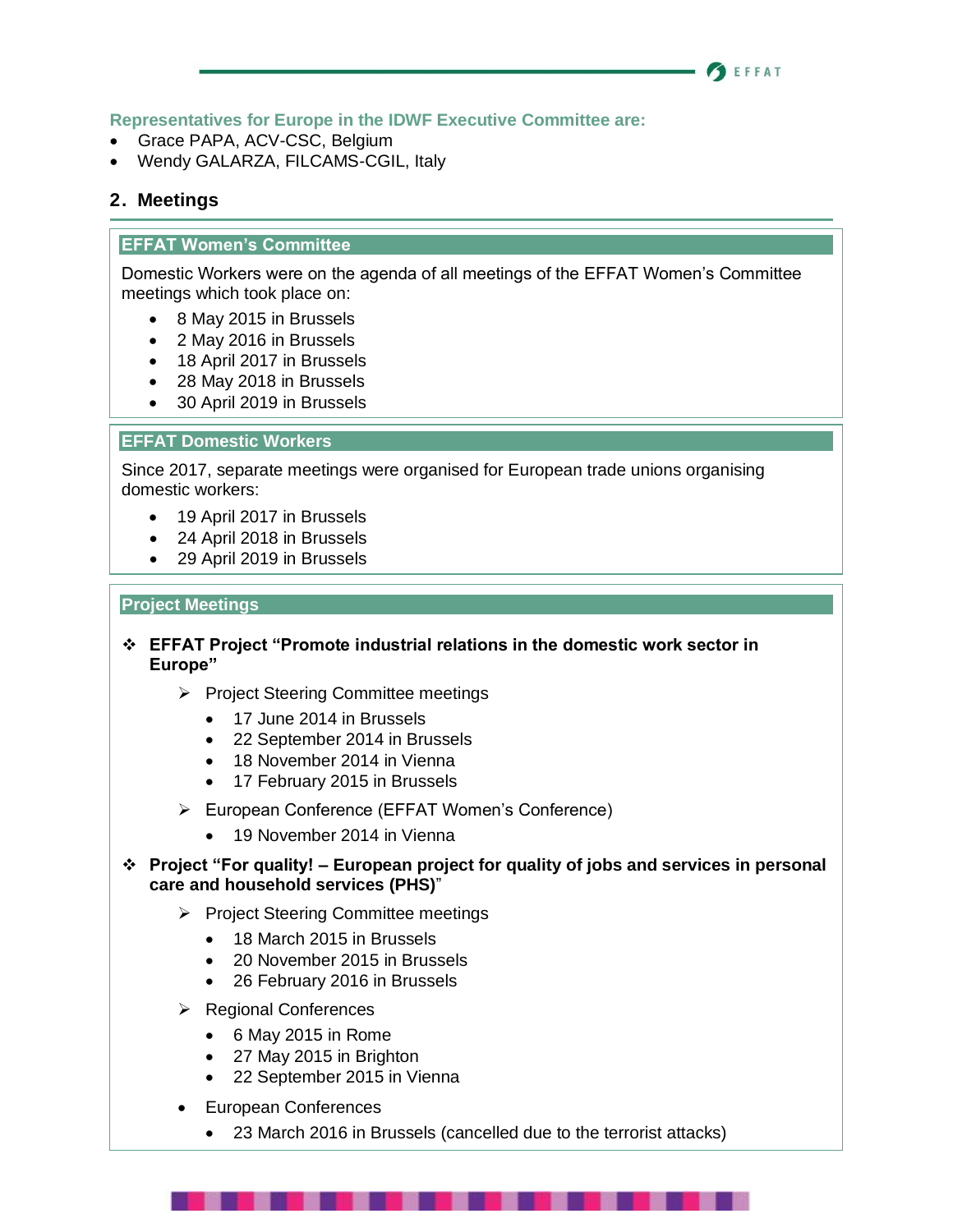**Representatives for Europe in the IDWF Executive Committee are:**

- Grace PAPA, ACV-CSC, Belgium
- Wendy GALARZA, FILCAMS-CGIL, Italy

## 2. Meetings

### EFFAT Women's Committee

Domestic Workers were on the agenda of all meetings of the EFFAT Women's Committee meetings which took place on:

- 8 May 2015 in Brussels
- 2 May 2016 in Brussels
- 18 April 2017 in Brussels
- 28 May 2018 in Brussels
- 30 April 2019 in Brussels

### EFFAT Domestic Workers

Since 2017, separate meetings were organised for European trade unions organising domestic workers:

- 19 April 2017 in Brussels
- 24 April 2018 in Brussels
- 29 April 2019 in Brussels

### Project Meetings

- **EFFAT Project "Promote industrial relations in the domestic work sector in Europe"**
  - Project Steering Committee meetings
    - 17 June 2014 in Brussels
    - 22 September 2014 in Brussels
    - 18 November 2014 in Vienna
    - 17 February 2015 in Brussels
  - European Conference (EFFAT Women's Conference)
    - 19 November 2014 in Vienna
- **Project "For quality! – European project for quality of jobs and services in personal care and household services (PHS)"**
  - Project Steering Committee meetings
    - 18 March 2015 in Brussels
    - 20 November 2015 in Brussels
    - 26 February 2016 in Brussels
  - Regional Conferences
    - 6 May 2015 in Rome
    - 27 May 2015 in Brighton
    - 22 September 2015 in Vienna
  - European Conferences
    - 23 March 2016 in Brussels (cancelled due to the terrorist attacks)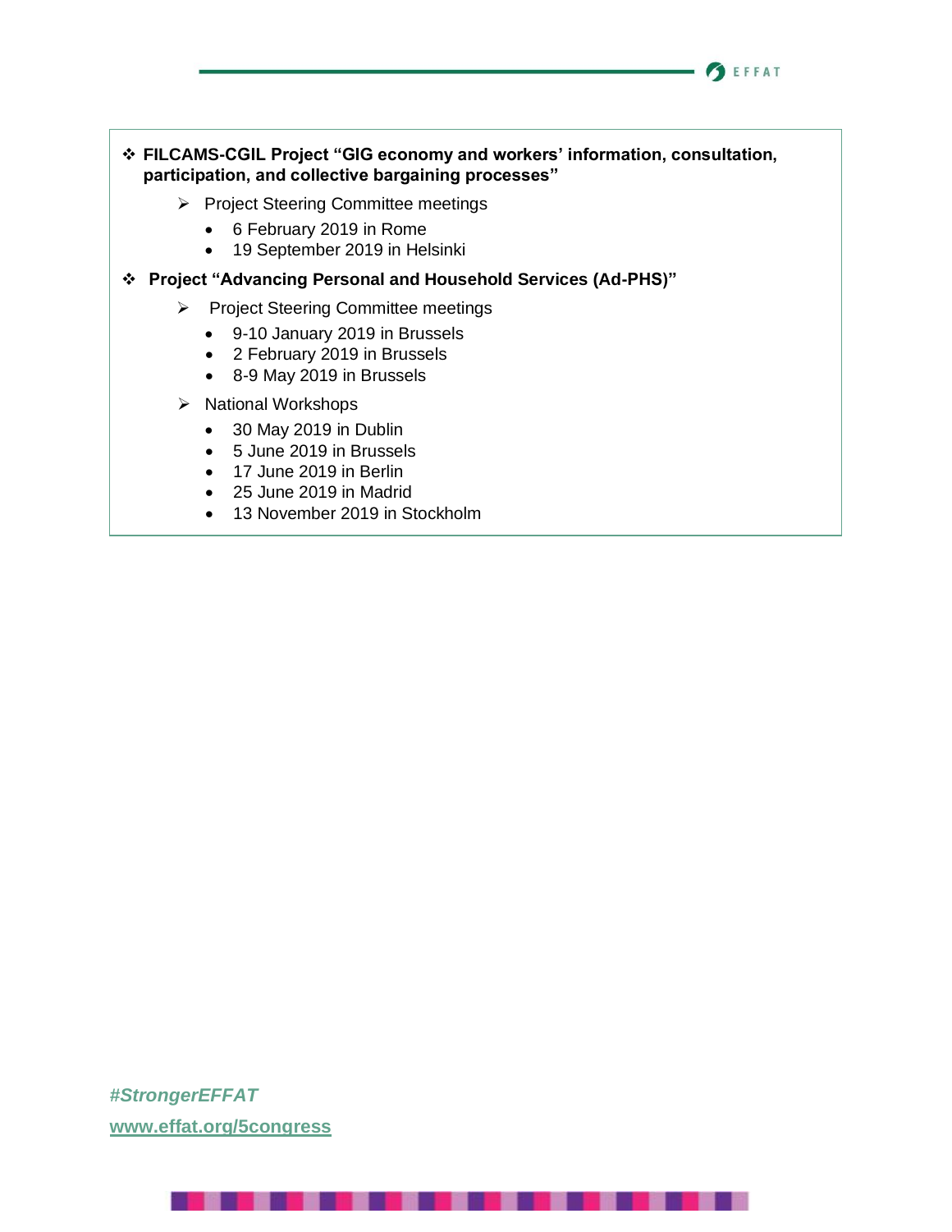- **FILCAMS-CGIL Project "GIG economy and workers' information, consultation, participation, and collective bargaining processes"**
  - Project Steering Committee meetings
    - 6 February 2019 in Rome
    - 19 September 2019 in Helsinki
- **Project "Advancing Personal and Household Services (Ad-PHS)"**
  - Project Steering Committee meetings
    - 9-10 January 2019 in Brussels
    - 2 February 2019 in Brussels
    - 8-9 May 2019 in Brussels
  - National Workshops
    - 30 May 2019 in Dublin
    - 5 June 2019 in Brussels
    - 17 June 2019 in Berlin
    - 25 June 2019 in Madrid
    - 13 November 2019 in Stockholm

***#StrongerEFFAT***

**www.effat.org/5congress**